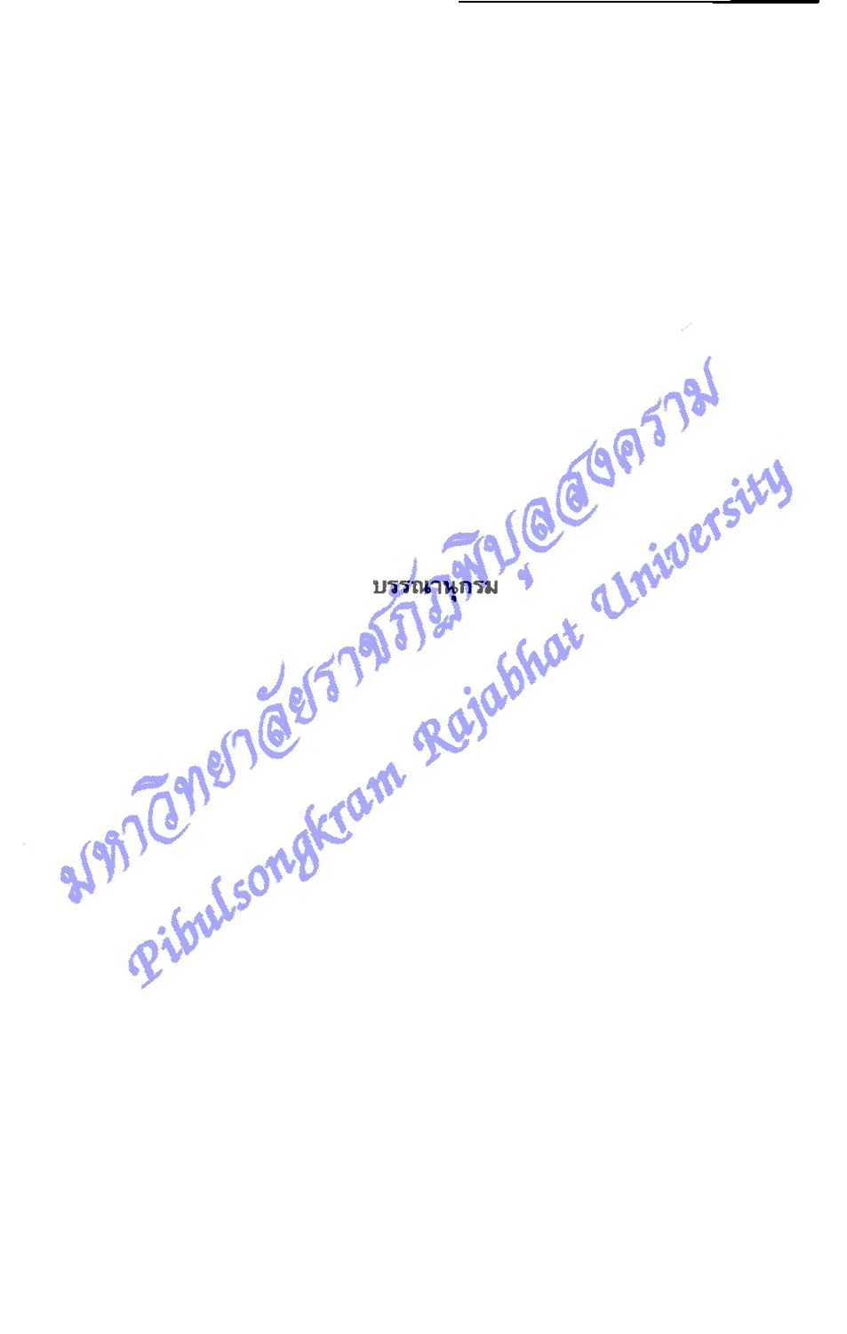# บรรณานุกรม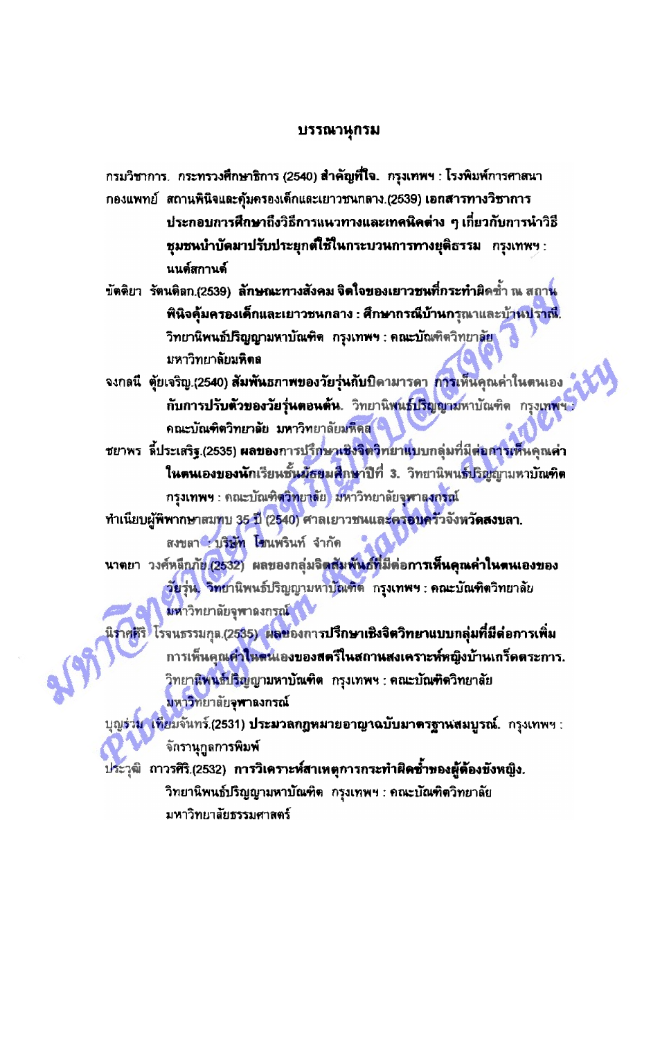# บรรณานุกรม

กรมวิชาการ. กระทรวงศึกษาธิการ (2540) **สำคัญที่ใจ.** กรุงเทพฯ : โรงพิมพ์การศาสนา

กองแพทย์ สถานพินิจและคุ้มครองเด็กและเยาวชนกลาง.(2539) **เอกสารทางวิชาการประกอบการศึกษาถึงวิธีการแนวทางและเทคนิคต่าง ๆ เกี่ยวกับการนำวิธีชุมชนบำบัดมาปรับประยุกต์ใช้ในกระบวนการทางยุติธรรม** กรุงเทพฯ : นนต์สถานต์

ขัตติยา รัตนดิลก.(2539) **ลักษณะทางสังคม จิตใจของเยาวชนที่กระทำผิดซ้ำ ณ สถานพินิจคุ้มครองเด็กและเยาวชนกลาง : ศึกษากรณีบ้านกรุณาและบ้านปราณี.** วิทยานิพนธ์ปริญญามหาบัณฑิต กรุงเทพฯ : คณะบัณฑิตวิทยาลัย มหาวิทยาลัยมหิดล

จงกลนี ตุ้ยเจริญ.(2540) **สัมพันธภาพของวัยรุ่นกับบิดามารดา การเห็นคุณค่าในตนเองกับการปรับตัวของวัยรุ่นตอนต้น.** วิทยานิพนธ์ปริญญามหาบัณฑิต กรุงเทพฯ : คณะบัณฑิตวิทยาลัย มหาวิทยาลัยมหิดล

ชยาพร ลิ้ประเสริฐ.(2535) **ผลของการปรึกษาเชิงจิตวิทยาแบบกลุ่มที่มีต่อการเห็นคุณค่าในตนเองของนักเรียนชั้นมัธยมศึกษาปีที่ 3.** วิทยานิพนธ์ปริญญามหาบัณฑิต กรุงเทพฯ : คณะบัณฑิตวิทยาลัย มหาวิทยาลัยจุฬาลงกรณ์

ทำเนียบผู้พิพากษาสมทบ 35 ปี (2540) **ศาลเยาวชนและครอบครัวจังหวัดสงขลา.** สงขลา : บริษัท โชนพรินท์ จำกัด

นาตยา วงศ์หลีกภัย.(2532) **ผลของกลุ่มจิตสัมพันธ์ที่มีต่อการเห็นคุณค่าในตนเองของวัยรุ่น.** วิทยานิพนธ์ปริญญามหาบัณฑิต กรุงเทพฯ : คณะบัณฑิตวิทยาลัย มหาวิทยาลัยจุฬาลงกรณ์

นิราศิริ โรจนธรรมกุล.(2535) **ผลของการปรึกษาเชิงจิตวิทยาแบบกลุ่มที่มีต่อการเพิ่มการเห็นคุณค่าในตนเองของสตรีในสถานสงเคราะห์หญิงบ้านเกร็ดตระการ.** วิทยานิพนธ์ปริญญามหาบัณฑิต กรุงเทพฯ : คณะบัณฑิตวิทยาลัย มหาวิทยาลัยจุฬาลงกรณ์

บุญร่วม เทียมจันทร์.(2531) **ประมวลกฎหมายอาญาฉบับมาตรฐานสมบูรณ์.** กรุงเทพฯ : จักรานุกูลการพิมพ์

ประวุฒิ ถาวรศิริ.(2532) **การวิเคราะห์สาเหตุการกระทำผิดซ้ำของผู้ต้องขังหญิง.** วิทยานิพนธ์ปริญญามหาบัณฑิต กรุงเทพฯ : คณะบัณฑิตวิทยาลัย มหาวิทยาลัยธรรมศาสตร์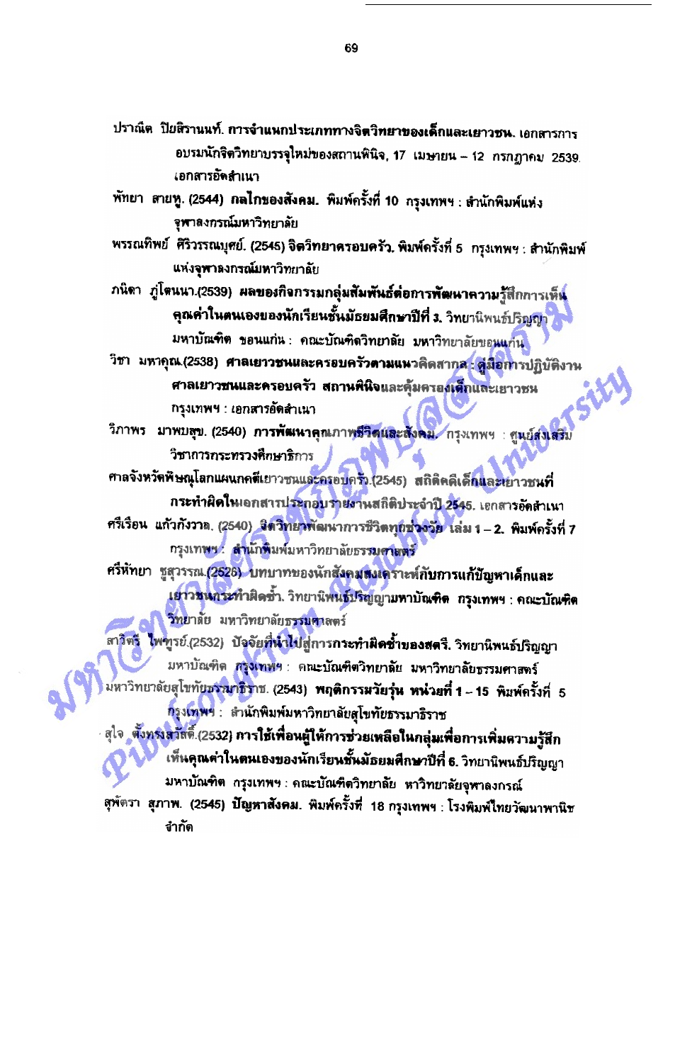ปราณีต ปิยสิรานนท์. **การจำแนกประเภททางจิตวิทยาของเด็กและเยาวชน.** เอกสารการอบรมนักจิตวิทยาบรรจุใหม่ของสถานพินิจ, 17 เมษายน – 12 กรกฎาคม 2539. เอกสารอัดสำเนา

พัทยา สายหู. (2544) **กลไกของสังคม.** พิมพ์ครั้งที่ 10 กรุงเทพฯ : สำนักพิมพ์แห่งจุฬาลงกรณ์มหาวิทยาลัย

พรรณทิพย์ ศิริวรรณบุศย์. (2545) **จิตวิทยาครอบครัว.** พิมพ์ครั้งที่ 5 กรุงเทพฯ : สำนักพิมพ์แห่งจุฬาลงกรณ์มหาวิทยาลัย

ภนิดา ภู่โตนนา.(2539) **ผลของกิจกรรมกลุ่มสัมพันธ์ต่อการพัฒนาความรู้สึกการเห็นคุณค่าในตนเองของนักเรียนชั้นมัธยมศึกษาปีที่ 3.** วิทยานิพนธ์ปริญญามหาบัณฑิต ขอนแก่น : คณะบัณฑิตวิทยาลัย มหาวิทยาลัยขอนแก่น

วิชา มหาคุณ.(2538) **ศาลเยาวชนและครอบครัวตามแนวคิดสากล : คู่มือการปฏิบัติงานศาลเยาวชนและครอบครัว สถานพินิจและคุ้มครองเด็กและเยาวชน** กรุงเทพฯ : เอกสารอัดสำเนา

วิภาพร มาพบสุข. (2540) **การพัฒนาคุณภาพชีวิตและสังคม.** กรุงเทพฯ : ศูนย์ส่งเสริมวิชาการกระทรวงศึกษาธิการ

ศาลจังหวัดพิษณุโลกแผนกคดีเยาวชนและครอบครัว.(2545) **สถิติคดีเด็กและเยาวชนที่กระทำผิดใน**เอกสารประกอบรายงานสถิติประจำปี 2545. เอกสารอัดสำเนา

ศรีเรือน แก้วกังวาล. (2540) **จิตวิทยาพัฒนาการชีวิตทุกช่วงวัย เล่ม 1 – 2. พิมพ์ครั้งที่ 7** กรุงเทพฯ : สำนักพิมพ์มหาวิทยาลัยธรรมศาสตร์

ศรีหัทยา ชูสุวรรณ.(2526) **บทบาทของนักสังคมสงเคราะห์กับการแก้ปัญหาเด็กและเยาวชนกระทำผิดซ้ำ.** วิทยานิพนธ์ปริญญามหาบัณฑิต กรุงเทพฯ : คณะบัณฑิตวิทยาลัย มหาวิทยาลัยธรรมศาสตร์

สาวิตรี ไพฑูรย์.(2532) **ปัจจัยที่นำไปสู่การกระทำผิดซ้ำของสตรี.** วิทยานิพนธ์ปริญญามหาบัณฑิต กรุงเทพฯ : คณะบัณฑิตวิทยาลัย มหาวิทยาลัยธรรมศาสตร์

มหาวิทยาลัยสุโขทัยธรรมาธิราช. (2543) **พฤติกรรมวัยรุ่น หน่วยที่ 1 – 15 พิมพ์ครั้งที่ 5** กรุงเทพฯ : สำนักพิมพ์มหาวิทยาลัยสุโขทัยธรรมาธิราช

สุใจ ตั้งทรงสวัสดิ์.(2532) **การใช้เพื่อนผู้ให้การช่วยเหลือในกลุ่มเพื่อการเพิ่มความรู้สึกเห็นคุณค่าในตนเองของนักเรียนชั้นมัธยมศึกษาปีที่ 6.** วิทยานิพนธ์ปริญญามหาบัณฑิต กรุงเทพฯ : คณะบัณฑิตวิทยาลัย หาวิทยาลัยจุฬาลงกรณ์

สุพัตรา สุภาพ. (2545) **ปัญหาสังคม.** พิมพ์ครั้งที่ 18 กรุงเทพฯ : โรงพิมพ์ไทยวัฒนาพานิช จำกัด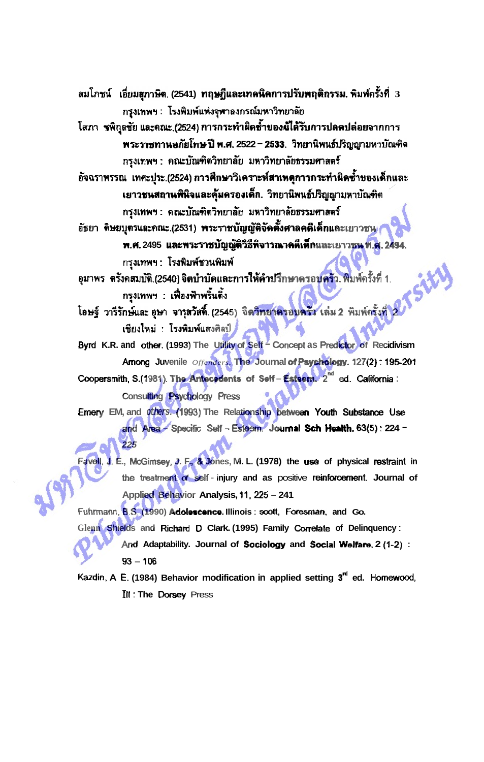สมโภชน์ เอี่ยมสุภาษิต. (2541) **ทฤษฎีและเทคนิคการปรับพฤติกรรม.** พิมพ์ครั้งที่ 3 กรุงเทพฯ : โรงพิมพ์แห่งจุฬาลงกรณ์มหาวิทยาลัย

โสภา ชพิกุลชัย และคณะ.(2524) **การกระทำผิดซ้ำของผู้ได้รับการปลดปล่อยจากการพระราชทานอภัยโทษ ปี พ.ศ. 2522 – 2533.** วิทยานิพนธ์ปริญญามหาบัณฑิต กรุงเทพฯ : คณะบัณฑิตวิทยาลัย มหาวิทยาลัยธรรมศาสตร์

อัจฉราพรรณ เทศะปุระ.(2524) **การศึกษาวิเคราะห์สาเหตุการกระทำผิดซ้ำของเด็กและเยาวชนสถานพินิจและคุ้มครองเด็ก.** วิทยานิพนธ์ปริญญามหาบัณฑิต กรุงเทพฯ : คณะบัณฑิตวิทยาลัย มหาวิทยาลัยธรรมศาสตร์

อัธยา ดิษยบุตรและคณะ.(2531) **พระราชบัญญัติจัดตั้งศาลคดีเด็กและเยาวชน พ.ศ. 2495 และพระราชบัญญัติวิธีพิจารณาคดีเด็กและเยาวชน พ.ศ. 2494.** กรุงเทพฯ : โรงพิมพ์ชวนพิมพ์

อุมาพร ตรังคสมบัติ.(2540) **จิตบำบัดและการให้คำปรึกษาครอบครัว.** พิมพ์ครั้งที่ 1. กรุงเทพฯ : เฟื่องฟ้าพริ้นติ้ง

โอษฐ์ วารีรักษ์และ อุษา จารุสวัสดิ์. (2545) **จิตวิทยาครอบครัว** เล่ม 2 พิมพ์ครั้งที่ 2 เชียงใหม่ : โรงพิมพ์แสงศิลป์

Byrd K.R. and other. (1993) The Utility of Self – Concept as Predictor of Recidivism Among Juvenile *Offenders.* **The Journal of Psychology.** 127(2) : 195-201

Coopersmith, S.(1981). **The Antecedents of Self – Esteem.** 2nd ed. California : Consulting Psychology Press

Emery EM, and *others.* (1993) The Relationship between Youth Substance Use and Area – Specific Self – Esteem. **Journal Sch Health.** 63(5) : 224 – *225*

Favell, J. E., McGimsey, J. F., & Jones, M. L. (1978) the use of physical restraint in the treatment of self - injury and as positive reinforcement. **Journal of Applied Behavior Analysis,** 11, 225 – 241

Fuhrmann, B.S. (1990) **Adolescence.** Illinois : scott, Foresman, and Go.

Glenn Shields and Richard D Clark. (1995) Family Correlate of Delinquency : And Adaptability. **Journal of Sociology and Social Welfare.** 2 (1-2) : 93 – 106

Kazdin, A E. (1984) Behavior modification in applied setting 3rd ed. Homewood, Ill : The Dorsey Press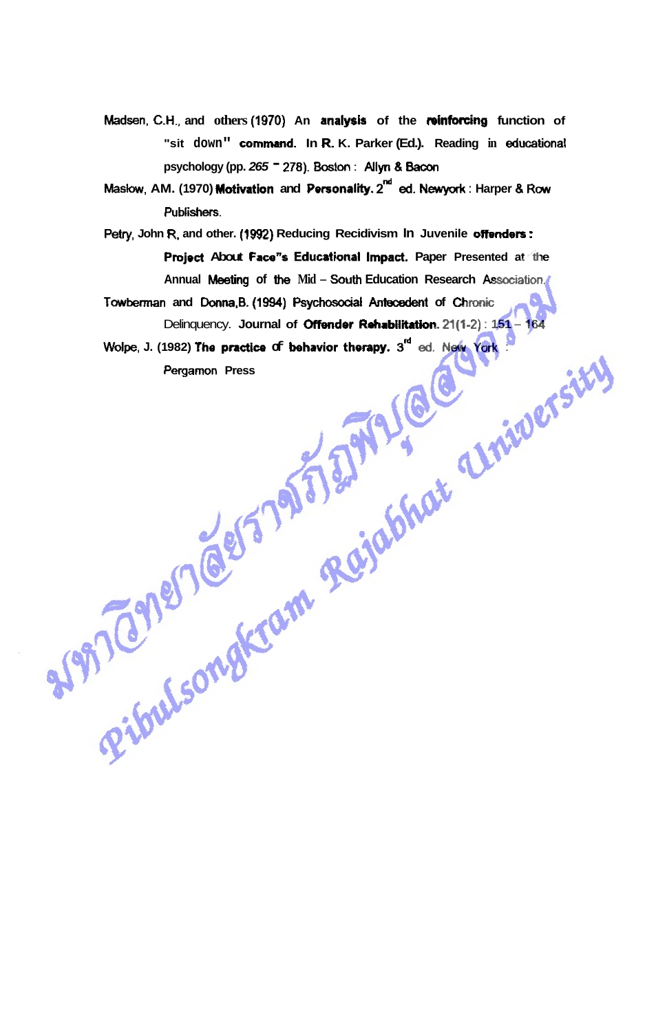Madsen, C.H., and others (1970) An **analysis** of the **reinforcing** function of "sit down" **command**. In R. K. Parker (Ed.). Reading in educational psychology (pp. *265* - 278). Boston : Allyn & Bacon

Maslow, AM. (1970) **Motivation** and **Personality.** 2nd ed. Newyork : Harper & Row Publishers.

Petry, John R, and other. (1992) Reducing Recidivism In Juvenile **offenders : Project** About **Face"s Educational Impact.** Paper Presented at the Annual Meeting of the Mid – South Education Research Association.

Towberman and Donna,B. (1994) Psychosocial Antecedent of Chronic Delinquency. Journal of **Offender Rehabilitation**. 21(1-2) : 151 – 164

Wolpe, J. (1982) **The practice of behavior therapy.** 3rd ed. New York : Pergamon Press